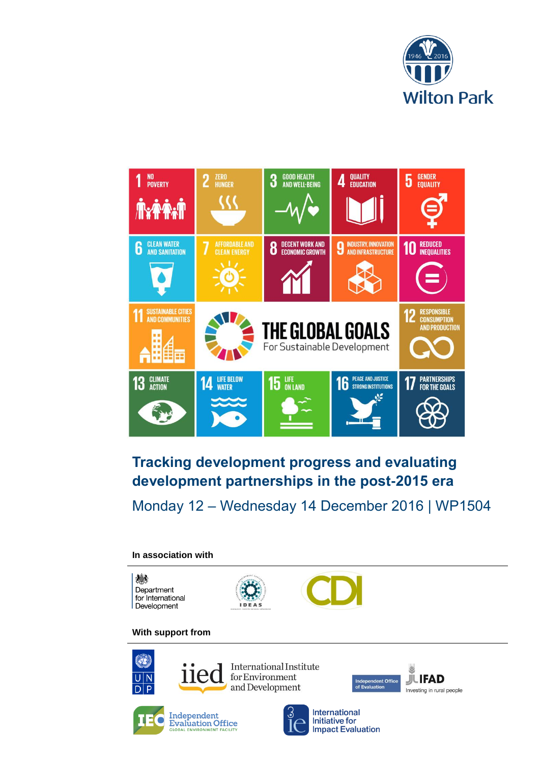Wilton Park

# Tracking development progress and evaluating development partnerships in the post-2015 era

Monday 12 – Wednesday 14 December 2016 | WP1504

**In association with**

Department for International Development

IDEAS

CDI

**With support from**

UNDP

iied International Institute for Environment and Development

Independent Office of Evaluation IFAD Investing in rural people

Independent Evaluation Office Global Environment Facility

3ie International Initiative for Impact Evaluation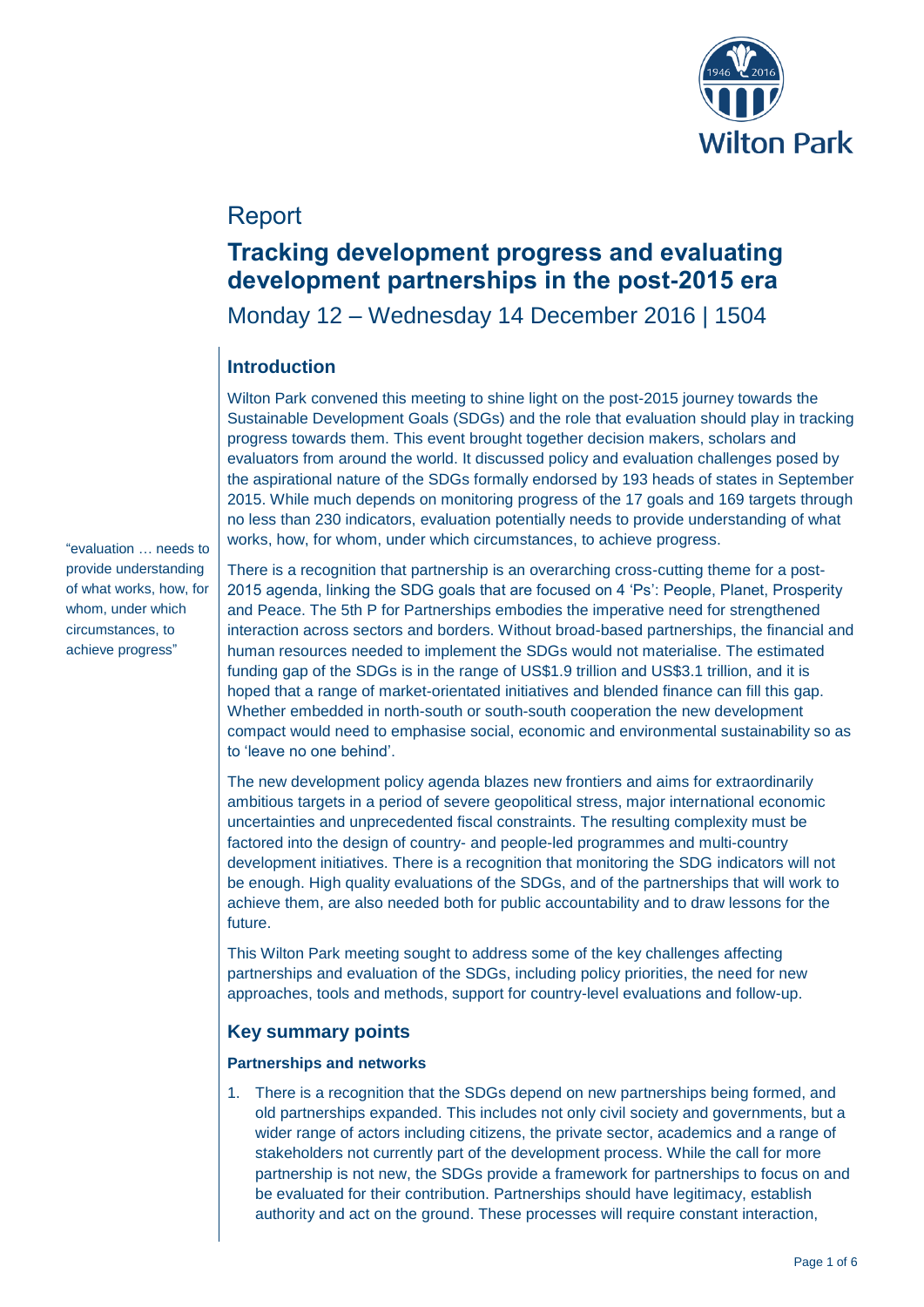# Report

## Tracking development progress and evaluating development partnerships in the post-2015 era

Monday 12 – Wednesday 14 December 2016 | 1504

### Introduction

Wilton Park convened this meeting to shine light on the post-2015 journey towards the Sustainable Development Goals (SDGs) and the role that evaluation should play in tracking progress towards them. This event brought together decision makers, scholars and evaluators from around the world. It discussed policy and evaluation challenges posed by the aspirational nature of the SDGs formally endorsed by 193 heads of states in September 2015. While much depends on monitoring progress of the 17 goals and 169 targets through no less than 230 indicators, evaluation potentially needs to provide understanding of what works, how, for whom, under which circumstances, to achieve progress.

"evaluation … needs to provide understanding of what works, how, for whom, under which circumstances, to achieve progress"

There is a recognition that partnership is an overarching cross-cutting theme for a post-2015 agenda, linking the SDG goals that are focused on 4 'Ps': People, Planet, Prosperity and Peace. The 5th P for Partnerships embodies the imperative need for strengthened interaction across sectors and borders. Without broad-based partnerships, the financial and human resources needed to implement the SDGs would not materialise. The estimated funding gap of the SDGs is in the range of US$1.9 trillion and US$3.1 trillion, and it is hoped that a range of market-orientated initiatives and blended finance can fill this gap. Whether embedded in north-south or south-south cooperation the new development compact would need to emphasise social, economic and environmental sustainability so as to 'leave no one behind'.

The new development policy agenda blazes new frontiers and aims for extraordinarily ambitious targets in a period of severe geopolitical stress, major international economic uncertainties and unprecedented fiscal constraints. The resulting complexity must be factored into the design of country- and people-led programmes and multi-country development initiatives. There is a recognition that monitoring the SDG indicators will not be enough. High quality evaluations of the SDGs, and of the partnerships that will work to achieve them, are also needed both for public accountability and to draw lessons for the future.

This Wilton Park meeting sought to address some of the key challenges affecting partnerships and evaluation of the SDGs, including policy priorities, the need for new approaches, tools and methods, support for country-level evaluations and follow-up.

### Key summary points

#### Partnerships and networks

1. There is a recognition that the SDGs depend on new partnerships being formed, and old partnerships expanded. This includes not only civil society and governments, but a wider range of actors including citizens, the private sector, academics and a range of stakeholders not currently part of the development process. While the call for more partnership is not new, the SDGs provide a framework for partnerships to focus on and be evaluated for their contribution. Partnerships should have legitimacy, establish authority and act on the ground. These processes will require constant interaction,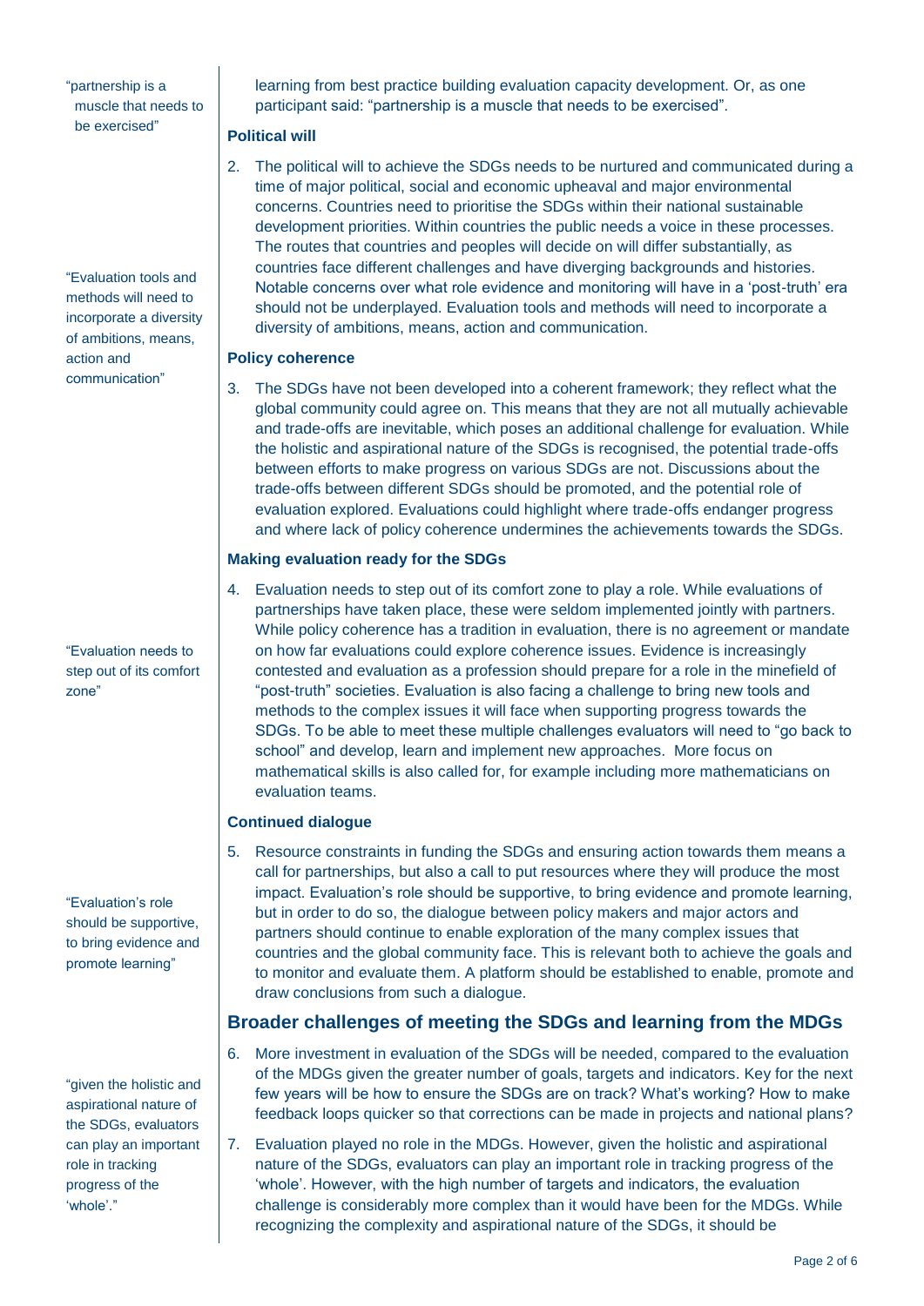"partnership is a muscle that needs to be exercised"

learning from best practice building evaluation capacity development. Or, as one participant said: "partnership is a muscle that needs to be exercised".

**Political will**

2. The political will to achieve the SDGs needs to be nurtured and communicated during a time of major political, social and economic upheaval and major environmental concerns. Countries need to prioritise the SDGs within their national sustainable development priorities. Within countries the public needs a voice in these processes. The routes that countries and peoples will decide on will differ substantially, as countries face different challenges and have diverging backgrounds and histories. Notable concerns over what role evidence and monitoring will have in a 'post-truth' era should not be underplayed. Evaluation tools and methods will need to incorporate a diversity of ambitions, means, action and communication.

"Evaluation tools and methods will need to incorporate a diversity of ambitions, means, action and communication"

**Policy coherence**

3. The SDGs have not been developed into a coherent framework; they reflect what the global community could agree on. This means that they are not all mutually achievable and trade-offs are inevitable, which poses an additional challenge for evaluation. While the holistic and aspirational nature of the SDGs is recognised, the potential trade-offs between efforts to make progress on various SDGs are not. Discussions about the trade-offs between different SDGs should be promoted, and the potential role of evaluation explored. Evaluations could highlight where trade-offs endanger progress and where lack of policy coherence undermines the achievements towards the SDGs.

**Making evaluation ready for the SDGs**

4. Evaluation needs to step out of its comfort zone to play a role. While evaluations of partnerships have taken place, these were seldom implemented jointly with partners. While policy coherence has a tradition in evaluation, there is no agreement or mandate on how far evaluations could explore coherence issues. Evidence is increasingly contested and evaluation as a profession should prepare for a role in the minefield of "post-truth" societies. Evaluation is also facing a challenge to bring new tools and methods to the complex issues it will face when supporting progress towards the SDGs. To be able to meet these multiple challenges evaluators will need to "go back to school" and develop, learn and implement new approaches. More focus on mathematical skills is also called for, for example including more mathematicians on evaluation teams.

"Evaluation needs to step out of its comfort zone"

**Continued dialogue**

5. Resource constraints in funding the SDGs and ensuring action towards them means a call for partnerships, but also a call to put resources where they will produce the most impact. Evaluation's role should be supportive, to bring evidence and promote learning, but in order to do so, the dialogue between policy makers and major actors and partners should continue to enable exploration of the many complex issues that countries and the global community face. This is relevant both to achieve the goals and to monitor and evaluate them. A platform should be established to enable, promote and draw conclusions from such a dialogue.

"Evaluation's role should be supportive, to bring evidence and promote learning"

## Broader challenges of meeting the SDGs and learning from the MDGs

6. More investment in evaluation of the SDGs will be needed, compared to the evaluation of the MDGs given the greater number of goals, targets and indicators. Key for the next few years will be how to ensure the SDGs are on track? What's working? How to make feedback loops quicker so that corrections can be made in projects and national plans?

7. Evaluation played no role in the MDGs. However, given the holistic and aspirational nature of the SDGs, evaluators can play an important role in tracking progress of the 'whole'. However, with the high number of targets and indicators, the evaluation challenge is considerably more complex than it would have been for the MDGs. While recognizing the complexity and aspirational nature of the SDGs, it should be

"given the holistic and aspirational nature of the SDGs, evaluators can play an important role in tracking progress of the 'whole'."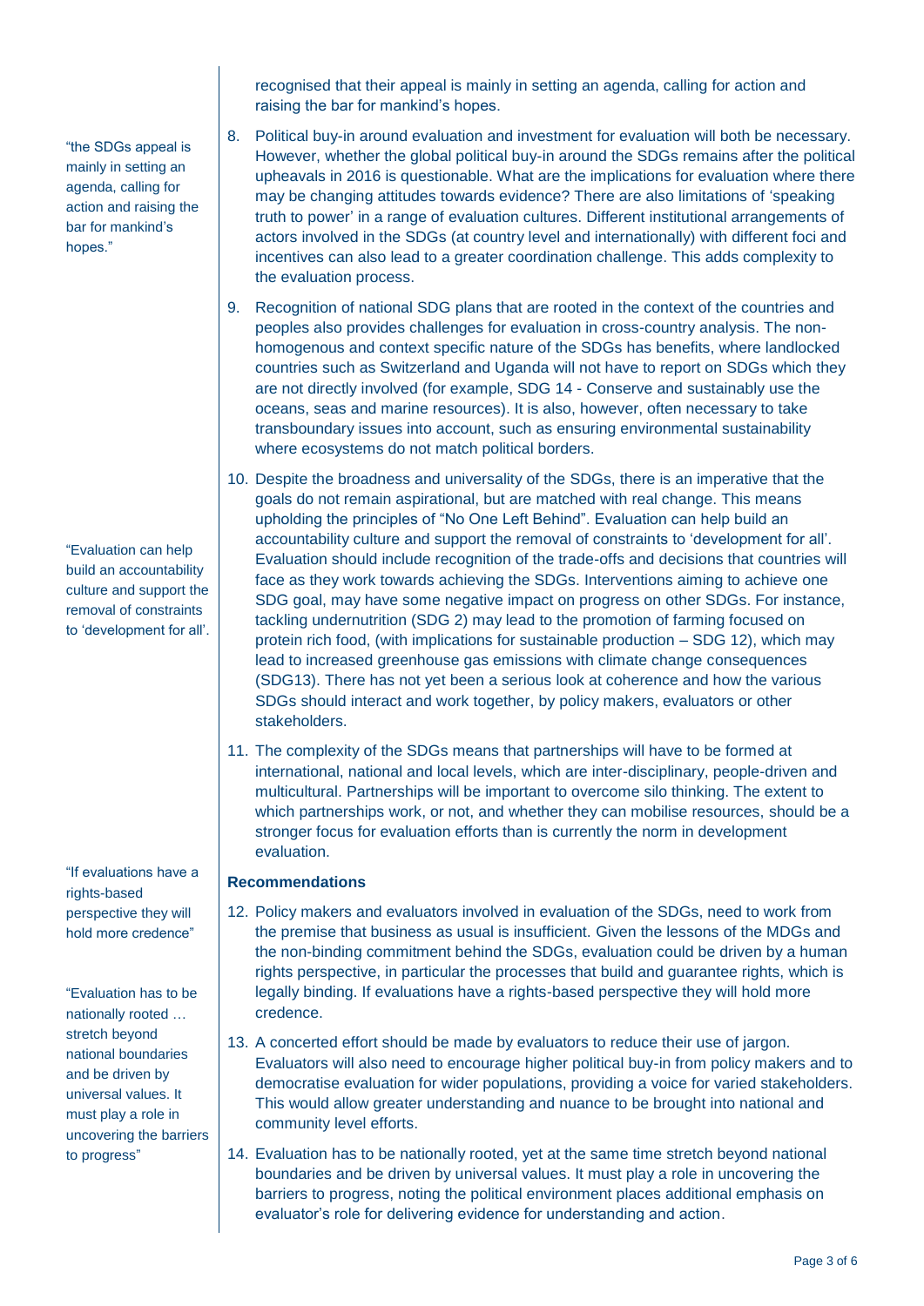recognised that their appeal is mainly in setting an agenda, calling for action and raising the bar for mankind's hopes.

> "the SDGs appeal is mainly in setting an agenda, calling for action and raising the bar for mankind's hopes."

8. Political buy-in around evaluation and investment for evaluation will both be necessary. However, whether the global political buy-in around the SDGs remains after the political upheavals in 2016 is questionable. What are the implications for evaluation where there may be changing attitudes towards evidence? There are also limitations of 'speaking truth to power' in a range of evaluation cultures. Different institutional arrangements of actors involved in the SDGs (at country level and internationally) with different foci and incentives can also lead to a greater coordination challenge. This adds complexity to the evaluation process.
9. Recognition of national SDG plans that are rooted in the context of the countries and peoples also provides challenges for evaluation in cross-country analysis. The non-homogenous and context specific nature of the SDGs has benefits, where landlocked countries such as Switzerland and Uganda will not have to report on SDGs which they are not directly involved (for example, SDG 14 - Conserve and sustainably use the oceans, seas and marine resources). It is also, however, often necessary to take transboundary issues into account, such as ensuring environmental sustainability where ecosystems do not match political borders.
10. Despite the broadness and universality of the SDGs, there is an imperative that the goals do not remain aspirational, but are matched with real change. This means upholding the principles of "No One Left Behind". Evaluation can help build an accountability culture and support the removal of constraints to 'development for all'. Evaluation should include recognition of the trade-offs and decisions that countries will face as they work towards achieving the SDGs. Interventions aiming to achieve one SDG goal, may have some negative impact on progress on other SDGs. For instance, tackling undernutrition (SDG 2) may lead to the promotion of farming focused on protein rich food, (with implications for sustainable production – SDG 12), which may lead to increased greenhouse gas emissions with climate change consequences (SDG13). There has not yet been a serious look at coherence and how the various SDGs should interact and work together, by policy makers, evaluators or other stakeholders.

> "Evaluation can help build an accountability culture and support the removal of constraints to 'development for all'.

11. The complexity of the SDGs means that partnerships will have to be formed at international, national and local levels, which are inter-disciplinary, people-driven and multicultural. Partnerships will be important to overcome silo thinking. The extent to which partnerships work, or not, and whether they can mobilise resources, should be a stronger focus for evaluation efforts than is currently the norm in development evaluation.

### Recommendations

12. Policy makers and evaluators involved in evaluation of the SDGs, need to work from the premise that business as usual is insufficient. Given the lessons of the MDGs and the non-binding commitment behind the SDGs, evaluation could be driven by a human rights perspective, in particular the processes that build and guarantee rights, which is legally binding. If evaluations have a rights-based perspective they will hold more credence.

> "If evaluations have a rights-based perspective they will hold more credence"

13. A concerted effort should be made by evaluators to reduce their use of jargon. Evaluators will also need to encourage higher political buy-in from policy makers and to democratise evaluation for wider populations, providing a voice for varied stakeholders. This would allow greater understanding and nuance to be brought into national and community level efforts.
14. Evaluation has to be nationally rooted, yet at the same time stretch beyond national boundaries and be driven by universal values. It must play a role in uncovering the barriers to progress, noting the political environment places additional emphasis on evaluator's role for delivering evidence for understanding and action.

> "Evaluation has to be nationally rooted … stretch beyond national boundaries and be driven by universal values. It must play a role in uncovering the barriers to progress"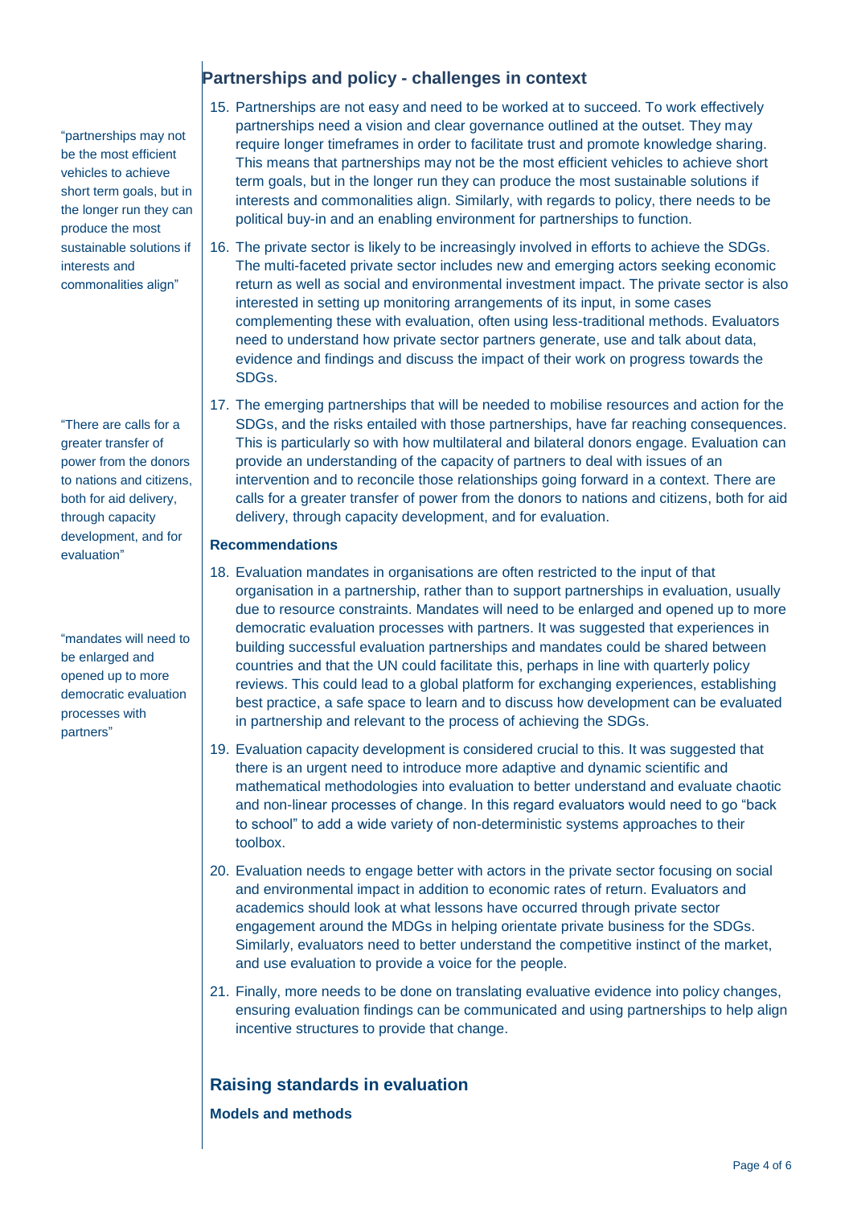## Partnerships and policy - challenges in context

> "partnerships may not be the most efficient vehicles to achieve short term goals, but in the longer run they can produce the most sustainable solutions if interests and commonalities align"

15. Partnerships are not easy and need to be worked at to succeed. To work effectively partnerships need a vision and clear governance outlined at the outset. They may require longer timeframes in order to facilitate trust and promote knowledge sharing. This means that partnerships may not be the most efficient vehicles to achieve short term goals, but in the longer run they can produce the most sustainable solutions if interests and commonalities align. Similarly, with regards to policy, there needs to be political buy-in and an enabling environment for partnerships to function.

16. The private sector is likely to be increasingly involved in efforts to achieve the SDGs. The multi-faceted private sector includes new and emerging actors seeking economic return as well as social and environmental investment impact. The private sector is also interested in setting up monitoring arrangements of its input, in some cases complementing these with evaluation, often using less-traditional methods. Evaluators need to understand how private sector partners generate, use and talk about data, evidence and findings and discuss the impact of their work on progress towards the SDGs.

> "There are calls for a greater transfer of power from the donors to nations and citizens, both for aid delivery, through capacity development, and for evaluation"

17. The emerging partnerships that will be needed to mobilise resources and action for the SDGs, and the risks entailed with those partnerships, have far reaching consequences. This is particularly so with how multilateral and bilateral donors engage. Evaluation can provide an understanding of the capacity of partners to deal with issues of an intervention and to reconcile those relationships going forward in a context. There are calls for a greater transfer of power from the donors to nations and citizens, both for aid delivery, through capacity development, and for evaluation.

### Recommendations

> "mandates will need to be enlarged and opened up to more democratic evaluation processes with partners"

18. Evaluation mandates in organisations are often restricted to the input of that organisation in a partnership, rather than to support partnerships in evaluation, usually due to resource constraints. Mandates will need to be enlarged and opened up to more democratic evaluation processes with partners. It was suggested that experiences in building successful evaluation partnerships and mandates could be shared between countries and that the UN could facilitate this, perhaps in line with quarterly policy reviews. This could lead to a global platform for exchanging experiences, establishing best practice, a safe space to learn and to discuss how development can be evaluated in partnership and relevant to the process of achieving the SDGs.

19. Evaluation capacity development is considered crucial to this. It was suggested that there is an urgent need to introduce more adaptive and dynamic scientific and mathematical methodologies into evaluation to better understand and evaluate chaotic and non-linear processes of change. In this regard evaluators would need to go "back to school" to add a wide variety of non-deterministic systems approaches to their toolbox.

20. Evaluation needs to engage better with actors in the private sector focusing on social and environmental impact in addition to economic rates of return. Evaluators and academics should look at what lessons have occurred through private sector engagement around the MDGs in helping orientate private business for the SDGs. Similarly, evaluators need to better understand the competitive instinct of the market, and use evaluation to provide a voice for the people.

21. Finally, more needs to be done on translating evaluative evidence into policy changes, ensuring evaluation findings can be communicated and using partnerships to help align incentive structures to provide that change.

## Raising standards in evaluation

### Models and methods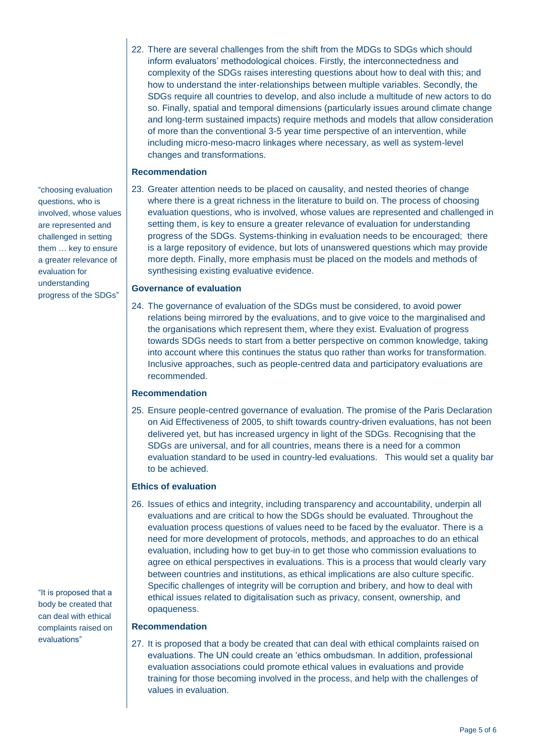22. There are several challenges from the shift from the MDGs to SDGs which should inform evaluators' methodological choices. Firstly, the interconnectedness and complexity of the SDGs raises interesting questions about how to deal with this; and how to understand the inter-relationships between multiple variables. Secondly, the SDGs require all countries to develop, and also include a multitude of new actors to do so. Finally, spatial and temporal dimensions (particularly issues around climate change and long-term sustained impacts) require methods and models that allow consideration of more than the conventional 3-5 year time perspective of an intervention, while including micro-meso-macro linkages where necessary, as well as system-level changes and transformations.

### Recommendation

"choosing evaluation questions, who is involved, whose values are represented and challenged in setting them … key to ensure a greater relevance of evaluation for understanding progress of the SDGs"

23. Greater attention needs to be placed on causality, and nested theories of change where there is a great richness in the literature to build on. The process of choosing evaluation questions, who is involved, whose values are represented and challenged in setting them, is key to ensure a greater relevance of evaluation for understanding progress of the SDGs. Systems-thinking in evaluation needs to be encouraged; there is a large repository of evidence, but lots of unanswered questions which may provide more depth. Finally, more emphasis must be placed on the models and methods of synthesising existing evaluative evidence.

### Governance of evaluation

24. The governance of evaluation of the SDGs must be considered, to avoid power relations being mirrored by the evaluations, and to give voice to the marginalised and the organisations which represent them, where they exist. Evaluation of progress towards SDGs needs to start from a better perspective on common knowledge, taking into account where this continues the status quo rather than works for transformation. Inclusive approaches, such as people-centred data and participatory evaluations are recommended.

### Recommendation

25. Ensure people-centred governance of evaluation. The promise of the Paris Declaration on Aid Effectiveness of 2005, to shift towards country-driven evaluations, has not been delivered yet, but has increased urgency in light of the SDGs. Recognising that the SDGs are universal, and for all countries, means there is a need for a common evaluation standard to be used in country-led evaluations. This would set a quality bar to be achieved.

### Ethics of evaluation

26. Issues of ethics and integrity, including transparency and accountability, underpin all evaluations and are critical to how the SDGs should be evaluated. Throughout the evaluation process questions of values need to be faced by the evaluator. There is a need for more development of protocols, methods, and approaches to do an ethical evaluation, including how to get buy-in to get those who commission evaluations to agree on ethical perspectives in evaluations. This is a process that would clearly vary between countries and institutions, as ethical implications are also culture specific. Specific challenges of integrity will be corruption and bribery, and how to deal with ethical issues related to digitalisation such as privacy, consent, ownership, and opaqueness.

### Recommendation

"It is proposed that a body be created that can deal with ethical complaints raised on evaluations"

27. It is proposed that a body be created that can deal with ethical complaints raised on evaluations. The UN could create an 'ethics ombudsman. In addition, professional evaluation associations could promote ethical values in evaluations and provide training for those becoming involved in the process, and help with the challenges of values in evaluation.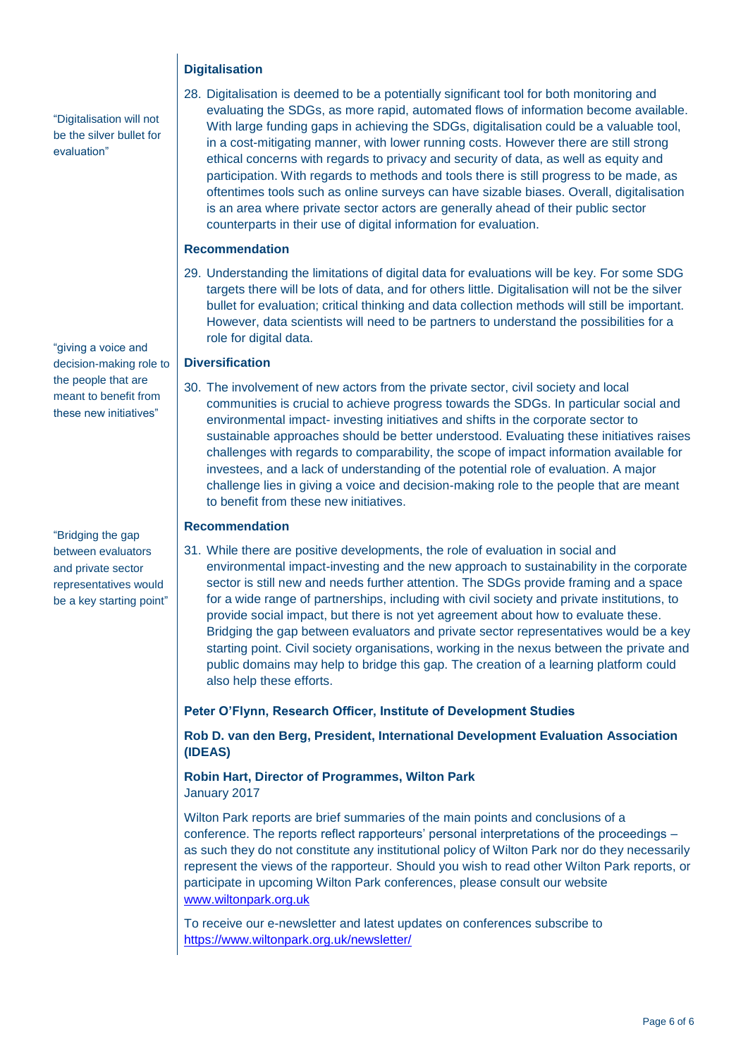## Digitalisation

> "Digitalisation will not be the silver bullet for evaluation"

28. Digitalisation is deemed to be a potentially significant tool for both monitoring and evaluating the SDGs, as more rapid, automated flows of information become available. With large funding gaps in achieving the SDGs, digitalisation could be a valuable tool, in a cost-mitigating manner, with lower running costs. However there are still strong ethical concerns with regards to privacy and security of data, as well as equity and participation. With regards to methods and tools there is still progress to be made, as oftentimes tools such as online surveys can have sizable biases. Overall, digitalisation is an area where private sector actors are generally ahead of their public sector counterparts in their use of digital information for evaluation.

### Recommendation

29. Understanding the limitations of digital data for evaluations will be key. For some SDG targets there will be lots of data, and for others little. Digitalisation will not be the silver bullet for evaluation; critical thinking and data collection methods will still be important. However, data scientists will need to be partners to understand the possibilities for a role for digital data.

## Diversification

> "giving a voice and decision-making role to the people that are meant to benefit from these new initiatives"

30. The involvement of new actors from the private sector, civil society and local communities is crucial to achieve progress towards the SDGs. In particular social and environmental impact- investing initiatives and shifts in the corporate sector to sustainable approaches should be better understood. Evaluating these initiatives raises challenges with regards to comparability, the scope of impact information available for investees, and a lack of understanding of the potential role of evaluation. A major challenge lies in giving a voice and decision-making role to the people that are meant to benefit from these new initiatives.

### Recommendation

> "Bridging the gap between evaluators and private sector representatives would be a key starting point"

31. While there are positive developments, the role of evaluation in social and environmental impact-investing and the new approach to sustainability in the corporate sector is still new and needs further attention. The SDGs provide framing and a space for a wide range of partnerships, including with civil society and private institutions, to provide social impact, but there is not yet agreement about how to evaluate these. Bridging the gap between evaluators and private sector representatives would be a key starting point. Civil society organisations, working in the nexus between the private and public domains may help to bridge this gap. The creation of a learning platform could also help these efforts.

**Peter O'Flynn, Research Officer, Institute of Development Studies**

**Rob D. van den Berg, President, International Development Evaluation Association (IDEAS)**

**Robin Hart, Director of Programmes, Wilton Park**
January 2017

Wilton Park reports are brief summaries of the main points and conclusions of a conference. The reports reflect rapporteurs' personal interpretations of the proceedings – as such they do not constitute any institutional policy of Wilton Park nor do they necessarily represent the views of the rapporteur. Should you wish to read other Wilton Park reports, or participate in upcoming Wilton Park conferences, please consult our website [www.wiltonpark.org.uk](http://www.wiltonpark.org.uk)

To receive our e-newsletter and latest updates on conferences subscribe to [https://www.wiltonpark.org.uk/newsletter/](https://www.wiltonpark.org.uk/newsletter/)